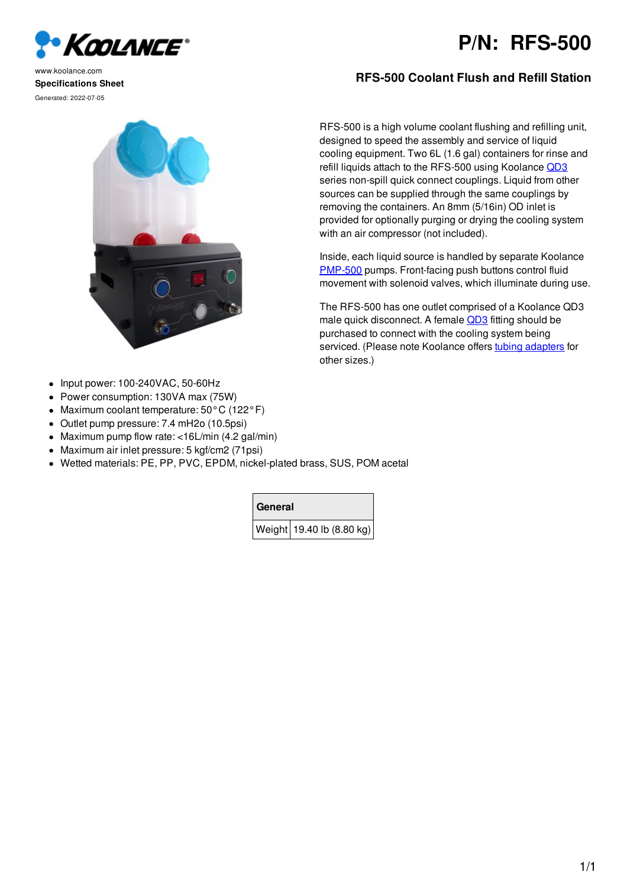**KOOLANCE**

www.koolance.com

**Specifications Sheet**

Generated: 2022-07-05

# P/N: RFS-500

## RFS-500 Coolant Flush and Refill Station

RFS-500 is a high volume coolant flushing and refilling unit, designed to speed the assembly and service of liquid cooling equipment. Two 6L (1.6 gal) containers for rinse and refill liquids attach to the RFS-500 using Koolance QD3 series non-spill quick connect couplings. Liquid from other sources can be supplied through the same couplings by removing the containers. An 8mm (5/16in) OD inlet is provided for optionally purging or drying the cooling system with an air compressor (not included).

Inside, each liquid source is handled by separate Koolance PMP-500 pumps. Front-facing push buttons control fluid movement with solenoid valves, which illuminate during use.

The RFS-500 has one outlet comprised of a Koolance QD3 male quick disconnect. A female QD3 fitting should be purchased to connect with the cooling system being serviced. (Please note Koolance offers tubing adapters for other sizes.)

- Input power: 100-240VAC, 50-60Hz
- Power consumption: 130VA max (75W)
- Maximum coolant temperature: 50°C (122°F)
- Outlet pump pressure: 7.4 mH2o (10.5psi)
- Maximum pump flow rate: <16L/min (4.2 gal/min)
- Maximum air inlet pressure: 5 kgf/cm2 (71psi)
- Wetted materials: PE, PP, PVC, EPDM, nickel-plated brass, SUS, POM acetal

| General | |
|---|---|
| Weight | 19.40 lb (8.80 kg) |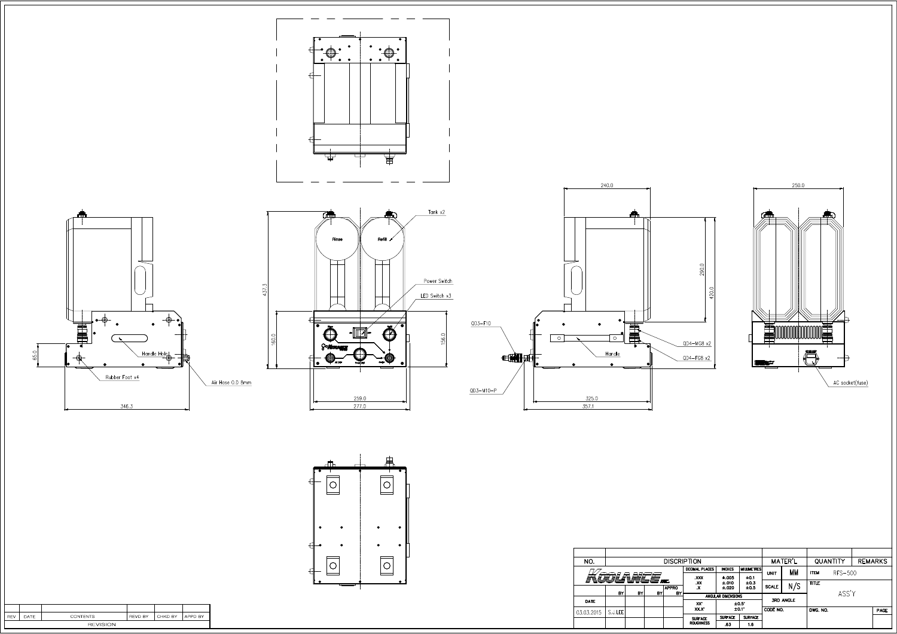Tank x2

Rinse

Refill

Power Switch

LED Switch x3

Handle Hole

Rubber Foot x4

Air Hose O.D 8mm

QO3-F10

QO3-M10-P

Handle

QO4-MG8 x2

QO4-FG8 x2

AC socket(fuse)

65.0

346.3

437.3

160.0

156.0

259.0

277.0

240.0

290.0

420.0

325.0

357.1

250.0

| REV | DATE | CONTENTS | REVD BY | CHKD BY | APPD BY |
|---|---|---|---|---|---|
| | | | | | |
| | | REVISION | | | |

| NO. | DISCRIPTION | | | MATER'L | | QUANTITY | REMARKS |
|---|---|---|---|---|---|---|---|
| KOOVANCE INC. | DECIMAL PLACES | INCHES | MILLIMETRES | UNIT | MM | ITEM | RFS-500 |
| | .XXX | ±.005 | ±0.1 | | | | |
| | .XX | ±.010 | ±0.3 | SCALE | N/S | TITLE | ASS'Y |
| | .X | ±.020 | ±0.5 | | | | |
| BY / BY / BY / APPRO BY | ANGULAR DIMENSIONS | | | 3RD ANGLE | | | |
| DATE | XX° | ±0.5° | | | | | |
| 03.03.2015 S.J.LEE | XX.X° | ±0.1° | | CODE NO. | | DWG. NO. | PAGE |
| | SURFACE ROUGHNESS | SURFACE .63 | SURFACE 1.6 | | | | |